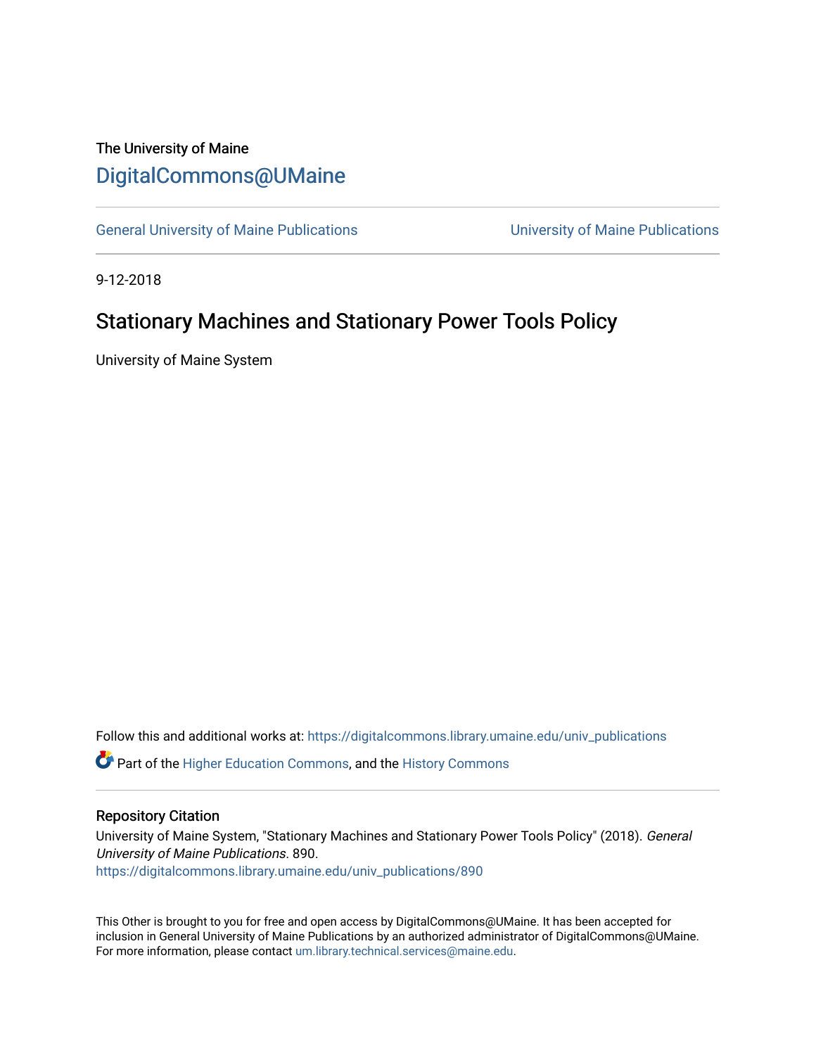The University of Maine

# DigitalCommons@UMaine

General University of Maine Publications | University of Maine Publications

9-12-2018

## Stationary Machines and Stationary Power Tools Policy

University of Maine System

Follow this and additional works at: https://digitalcommons.library.umaine.edu/univ_publications

Part of the Higher Education Commons, and the History Commons

### Repository Citation

University of Maine System, "Stationary Machines and Stationary Power Tools Policy" (2018). *General University of Maine Publications*. 890.
https://digitalcommons.library.umaine.edu/univ_publications/890

This Other is brought to you for free and open access by DigitalCommons@UMaine. It has been accepted for inclusion in General University of Maine Publications by an authorized administrator of DigitalCommons@UMaine. For more information, please contact um.library.technical.services@maine.edu.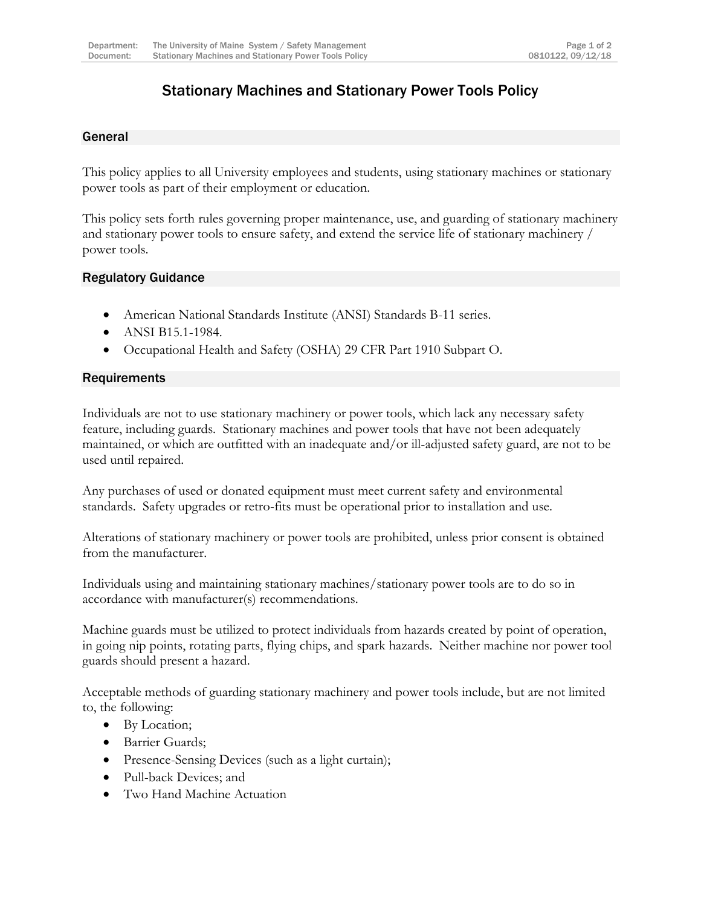# Stationary Machines and Stationary Power Tools Policy

## General

This policy applies to all University employees and students, using stationary machines or stationary power tools as part of their employment or education.

This policy sets forth rules governing proper maintenance, use, and guarding of stationary machinery and stationary power tools to ensure safety, and extend the service life of stationary machinery / power tools.

## Regulatory Guidance

- American National Standards Institute (ANSI) Standards B-11 series.
- ANSI B15.1-1984.
- Occupational Health and Safety (OSHA) 29 CFR Part 1910 Subpart O.

## Requirements

Individuals are not to use stationary machinery or power tools, which lack any necessary safety feature, including guards. Stationary machines and power tools that have not been adequately maintained, or which are outfitted with an inadequate and/or ill-adjusted safety guard, are not to be used until repaired.

Any purchases of used or donated equipment must meet current safety and environmental standards. Safety upgrades or retro-fits must be operational prior to installation and use.

Alterations of stationary machinery or power tools are prohibited, unless prior consent is obtained from the manufacturer.

Individuals using and maintaining stationary machines/stationary power tools are to do so in accordance with manufacturer(s) recommendations.

Machine guards must be utilized to protect individuals from hazards created by point of operation, in going nip points, rotating parts, flying chips, and spark hazards. Neither machine nor power tool guards should present a hazard.

Acceptable methods of guarding stationary machinery and power tools include, but are not limited to, the following:

- By Location;
- Barrier Guards;
- Presence-Sensing Devices (such as a light curtain);
- Pull-back Devices; and
- Two Hand Machine Actuation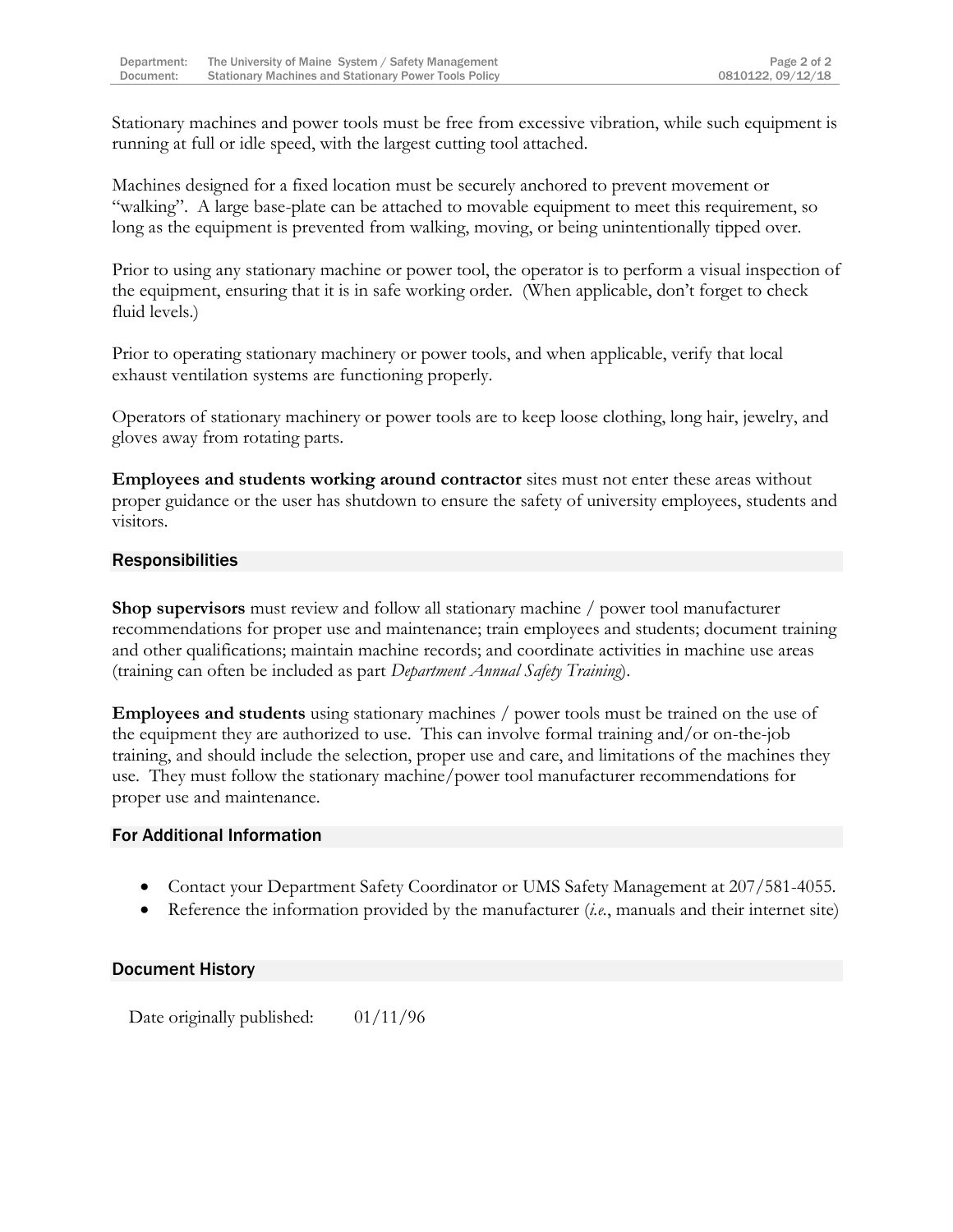Stationary machines and power tools must be free from excessive vibration, while such equipment is running at full or idle speed, with the largest cutting tool attached.

Machines designed for a fixed location must be securely anchored to prevent movement or "walking". A large base-plate can be attached to movable equipment to meet this requirement, so long as the equipment is prevented from walking, moving, or being unintentionally tipped over.

Prior to using any stationary machine or power tool, the operator is to perform a visual inspection of the equipment, ensuring that it is in safe working order. (When applicable, don't forget to check fluid levels.)

Prior to operating stationary machinery or power tools, and when applicable, verify that local exhaust ventilation systems are functioning properly.

Operators of stationary machinery or power tools are to keep loose clothing, long hair, jewelry, and gloves away from rotating parts.

**Employees and students working around contractor** sites must not enter these areas without proper guidance or the user has shutdown to ensure the safety of university employees, students and visitors.

## Responsibilities

**Shop supervisors** must review and follow all stationary machine / power tool manufacturer recommendations for proper use and maintenance; train employees and students; document training and other qualifications; maintain machine records; and coordinate activities in machine use areas (training can often be included as part *Department Annual Safety Training*).

**Employees and students** using stationary machines / power tools must be trained on the use of the equipment they are authorized to use. This can involve formal training and/or on-the-job training, and should include the selection, proper use and care, and limitations of the machines they use. They must follow the stationary machine/power tool manufacturer recommendations for proper use and maintenance.

## For Additional Information

- Contact your Department Safety Coordinator or UMS Safety Management at 207/581-4055.
- Reference the information provided by the manufacturer (*i.e.*, manuals and their internet site)

## Document History

Date originally published: 01/11/96